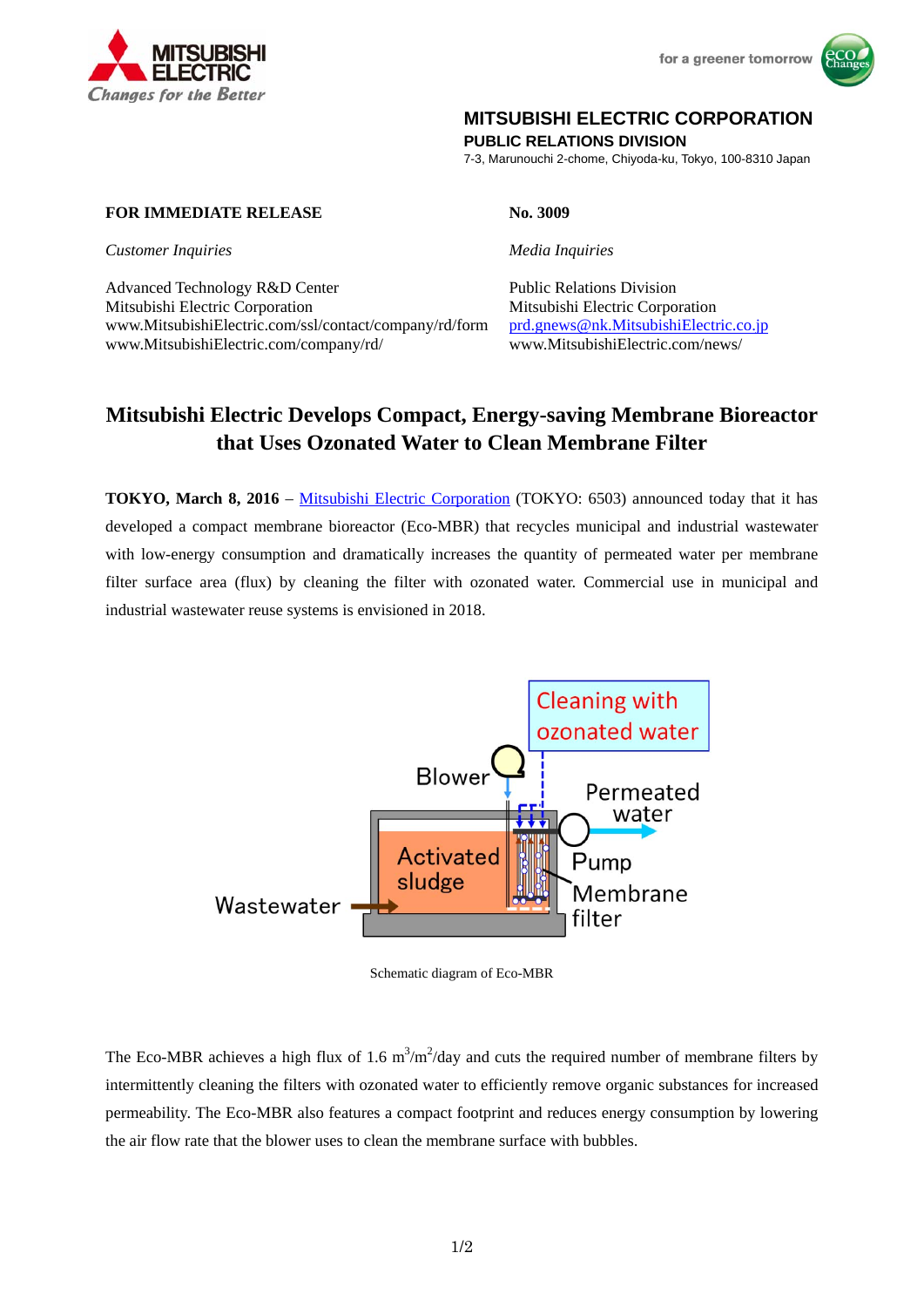MITSUBISHI ELECTRIC
*Changes for the Better*

for a greener tomorrow

**MITSUBISHI ELECTRIC CORPORATION**
**PUBLIC RELATIONS DIVISION**
7-3, Marunouchi 2-chome, Chiyoda-ku, Tokyo, 100-8310 Japan

**FOR IMMEDIATE RELEASE**

**No. 3009**

*Customer Inquiries*

Advanced Technology R&D Center
Mitsubishi Electric Corporation
www.MitsubishiElectric.com/ssl/contact/company/rd/form
www.MitsubishiElectric.com/company/rd/

*Media Inquiries*

Public Relations Division
Mitsubishi Electric Corporation
prd.gnews@nk.MitsubishiElectric.co.jp
www.MitsubishiElectric.com/news/

# Mitsubishi Electric Develops Compact, Energy-saving Membrane Bioreactor that Uses Ozonated Water to Clean Membrane Filter

**TOKYO, March 8, 2016** – Mitsubishi Electric Corporation (TOKYO: 6503) announced today that it has developed a compact membrane bioreactor (Eco-MBR) that recycles municipal and industrial wastewater with low-energy consumption and dramatically increases the quantity of permeated water per membrane filter surface area (flux) by cleaning the filter with ozonated water. Commercial use in municipal and industrial wastewater reuse systems is envisioned in 2018.

Cleaning with ozonated water

Blower

Permeated water

Activated sludge

Pump

Wastewater

Membrane filter

Schematic diagram of Eco-MBR

The Eco-MBR achieves a high flux of 1.6 $m^3/m^2$/day and cuts the required number of membrane filters by intermittently cleaning the filters with ozonated water to efficiently remove organic substances for increased permeability. The Eco-MBR also features a compact footprint and reduces energy consumption by lowering the air flow rate that the blower uses to clean the membrane surface with bubbles.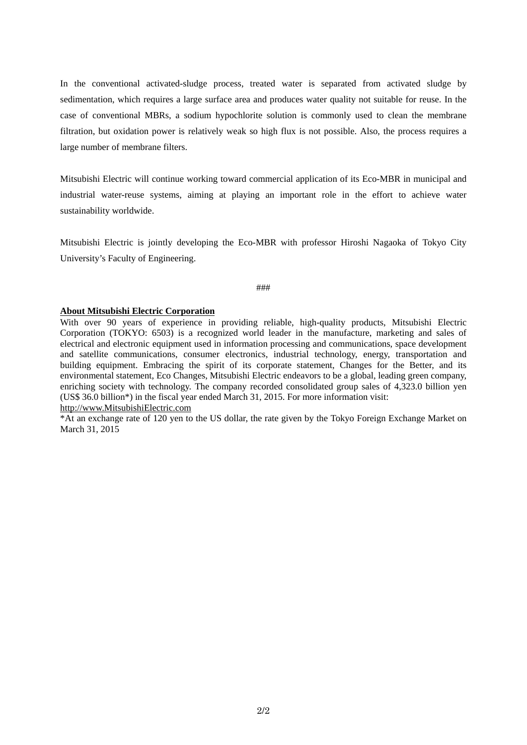In the conventional activated-sludge process, treated water is separated from activated sludge by sedimentation, which requires a large surface area and produces water quality not suitable for reuse. In the case of conventional MBRs, a sodium hypochlorite solution is commonly used to clean the membrane filtration, but oxidation power is relatively weak so high flux is not possible. Also, the process requires a large number of membrane filters.

Mitsubishi Electric will continue working toward commercial application of its Eco-MBR in municipal and industrial water-reuse systems, aiming at playing an important role in the effort to achieve water sustainability worldwide.

Mitsubishi Electric is jointly developing the Eco-MBR with professor Hiroshi Nagaoka of Tokyo City University's Faculty of Engineering.

###

**About Mitsubishi Electric Corporation**

With over 90 years of experience in providing reliable, high-quality products, Mitsubishi Electric Corporation (TOKYO: 6503) is a recognized world leader in the manufacture, marketing and sales of electrical and electronic equipment used in information processing and communications, space development and satellite communications, consumer electronics, industrial technology, energy, transportation and building equipment. Embracing the spirit of its corporate statement, Changes for the Better, and its environmental statement, Eco Changes, Mitsubishi Electric endeavors to be a global, leading green company, enriching society with technology. The company recorded consolidated group sales of 4,323.0 billion yen (US$ 36.0 billion*) in the fiscal year ended March 31, 2015. For more information visit:
http://www.MitsubishiElectric.com

*At an exchange rate of 120 yen to the US dollar, the rate given by the Tokyo Foreign Exchange Market on March 31, 2015